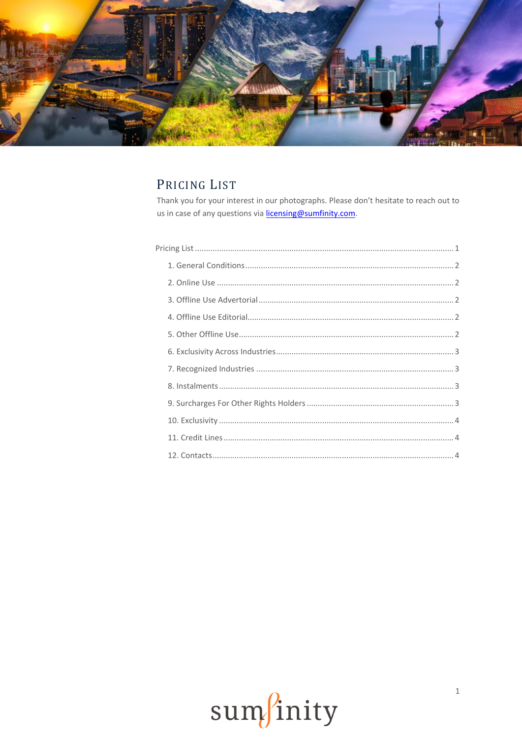# Pricing List

Thank you for your interest in our photographs. Please don't hesitate to reach out to us in case of any questions via [licensing@sumfinity.com](mailto:licensing@sumfinity.com).

Pricing List ........................................................................ 1

- 1. General Conditions ........................................................ 2
- 2. Online Use .................................................................... 2
- 3. Offline Use Advertorial .................................................. 2
- 4. Offline Use Editorial ...................................................... 2
- 5. Other Offline Use ........................................................... 2
- 6. Exclusivity Across Industries .......................................... 3
- 7. Recognized Industries .................................................... 3
- 8. Instalments .................................................................... 3
- 9. Surcharges For Other Rights Holders .............................. 3
- 10. Exclusivity ................................................................... 4
- 11. Credit Lines .................................................................. 4
- 12. Contacts ....................................................................... 4

sumfinity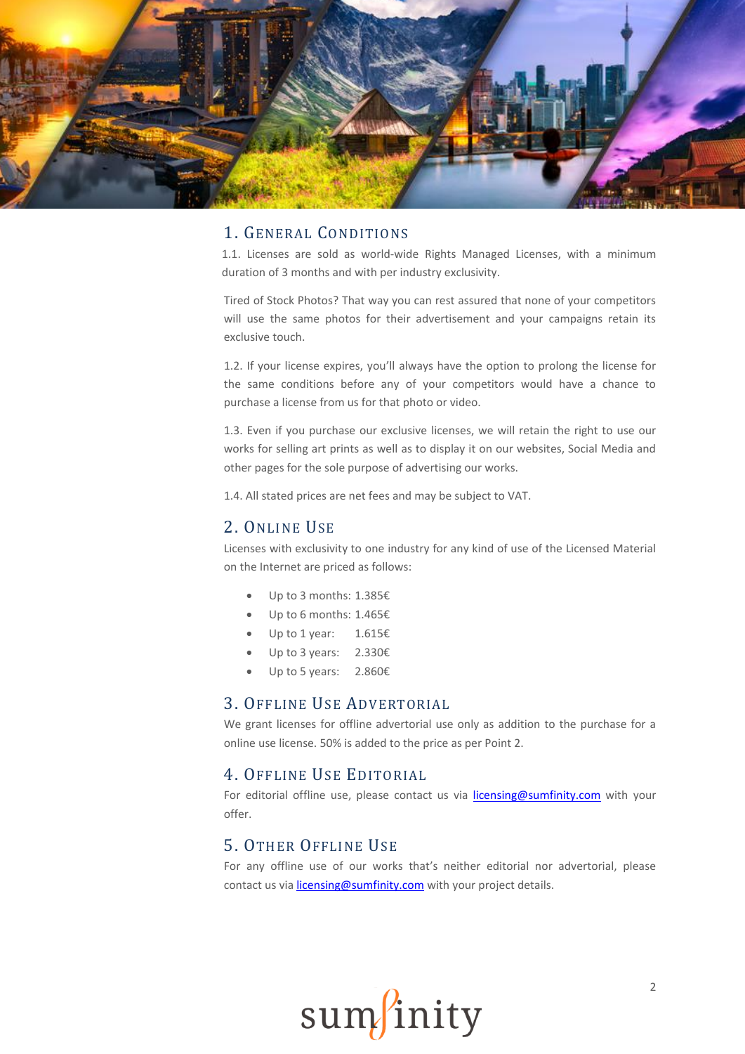## 1. General Conditions

1.1. Licenses are sold as world-wide Rights Managed Licenses, with a minimum duration of 3 months and with per industry exclusivity.

Tired of Stock Photos? That way you can rest assured that none of your competitors will use the same photos for their advertisement and your campaigns retain its exclusive touch.

1.2. If your license expires, you'll always have the option to prolong the license for the same conditions before any of your competitors would have a chance to purchase a license from us for that photo or video.

1.3. Even if you purchase our exclusive licenses, we will retain the right to use our works for selling art prints as well as to display it on our websites, Social Media and other pages for the sole purpose of advertising our works.

1.4. All stated prices are net fees and may be subject to VAT.

## 2. Online Use

Licenses with exclusivity to one industry for any kind of use of the Licensed Material on the Internet are priced as follows:

- Up to 3 months: 1.385€
- Up to 6 months: 1.465€
- Up to 1 year: 1.615€
- Up to 3 years: 2.330€
- Up to 5 years: 2.860€

## 3. Offline Use Advertorial

We grant licenses for offline advertorial use only as addition to the purchase for a online use license. 50% is added to the price as per Point 2.

## 4. Offline Use Editorial

For editorial offline use, please contact us via licensing@sumfinity.com with your offer.

## 5. Other Offline Use

For any offline use of our works that's neither editorial nor advertorial, please contact us via licensing@sumfinity.com with your project details.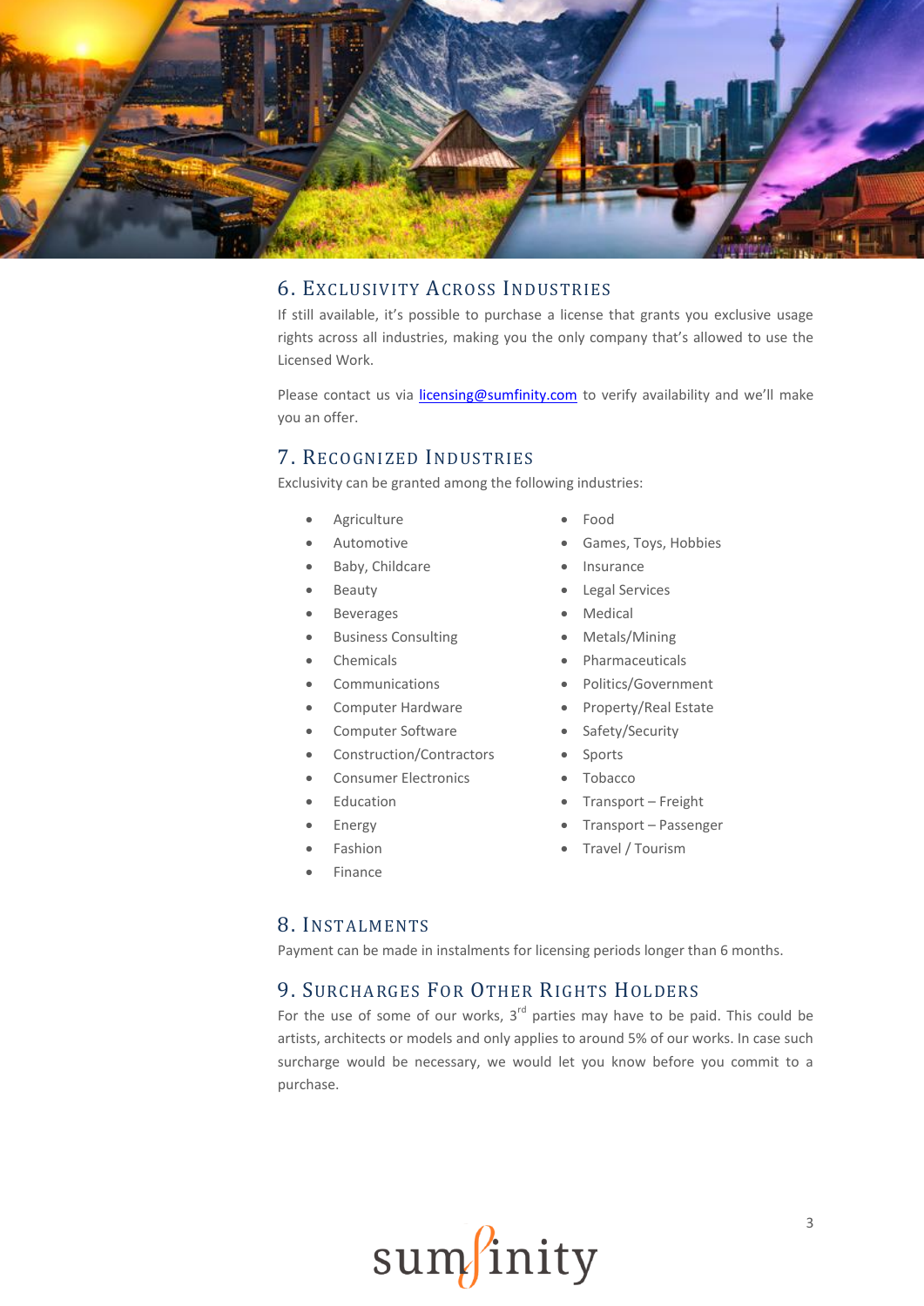## 6. Exclusivity Across Industries

If still available, it's possible to purchase a license that grants you exclusive usage rights across all industries, making you the only company that's allowed to use the Licensed Work.

Please contact us via licensing@sumfinity.com to verify availability and we'll make you an offer.

## 7. Recognized Industries

Exclusivity can be granted among the following industries:

- Agriculture
- Automotive
- Baby, Childcare
- Beauty
- Beverages
- Business Consulting
- Chemicals
- Communications
- Computer Hardware
- Computer Software
- Construction/Contractors
- Consumer Electronics
- Education
- Energy
- Fashion
- Finance
- Food
- Games, Toys, Hobbies
- Insurance
- Legal Services
- Medical
- Metals/Mining
- Pharmaceuticals
- Politics/Government
- Property/Real Estate
- Safety/Security
- Sports
- Tobacco
- Transport – Freight
- Transport – Passenger
- Travel / Tourism

## 8. Instalments

Payment can be made in instalments for licensing periods longer than 6 months.

## 9. Surcharges For Other Rights Holders

For the use of some of our works, 3rd parties may have to be paid. This could be artists, architects or models and only applies to around 5% of our works. In case such surcharge would be necessary, we would let you know before you commit to a purchase.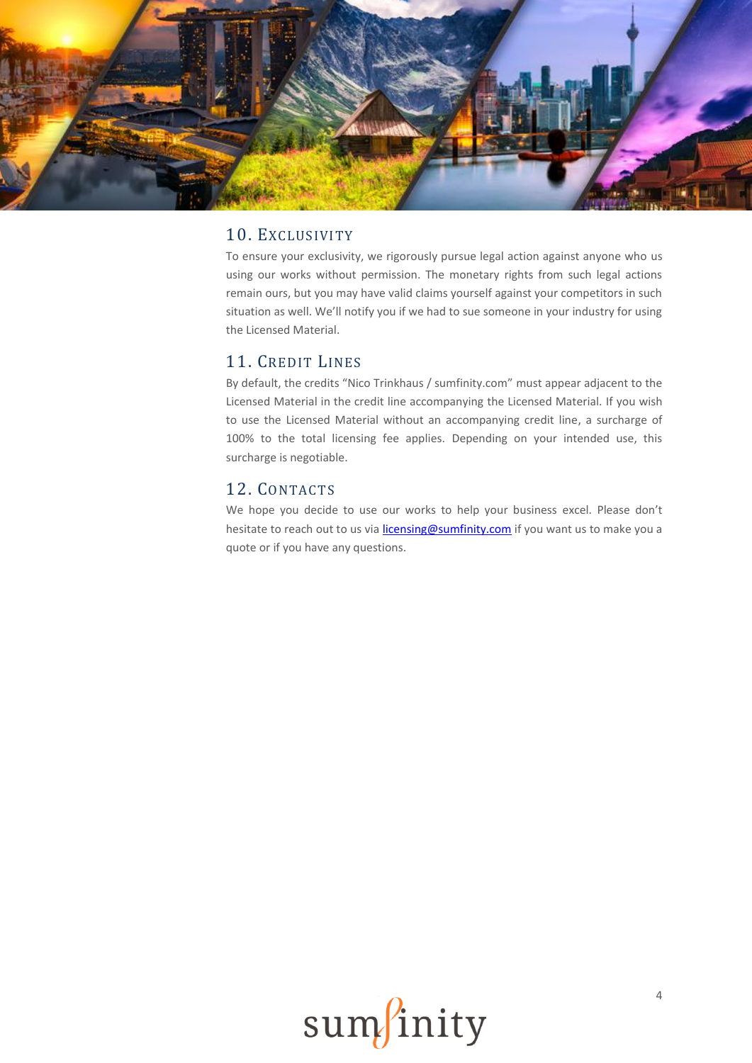## 10. Exclusivity

To ensure your exclusivity, we rigorously pursue legal action against anyone who us using our works without permission. The monetary rights from such legal actions remain ours, but you may have valid claims yourself against your competitors in such situation as well. We'll notify you if we had to sue someone in your industry for using the Licensed Material.

## 11. Credit Lines

By default, the credits "Nico Trinkhaus / sumfinity.com" must appear adjacent to the Licensed Material in the credit line accompanying the Licensed Material. If you wish to use the Licensed Material without an accompanying credit line, a surcharge of 100% to the total licensing fee applies. Depending on your intended use, this surcharge is negotiable.

## 12. Contacts

We hope you decide to use our works to help your business excel. Please don't hesitate to reach out to us via [licensing@sumfinity.com](mailto:licensing@sumfinity.com) if you want us to make you a quote or if you have any questions.